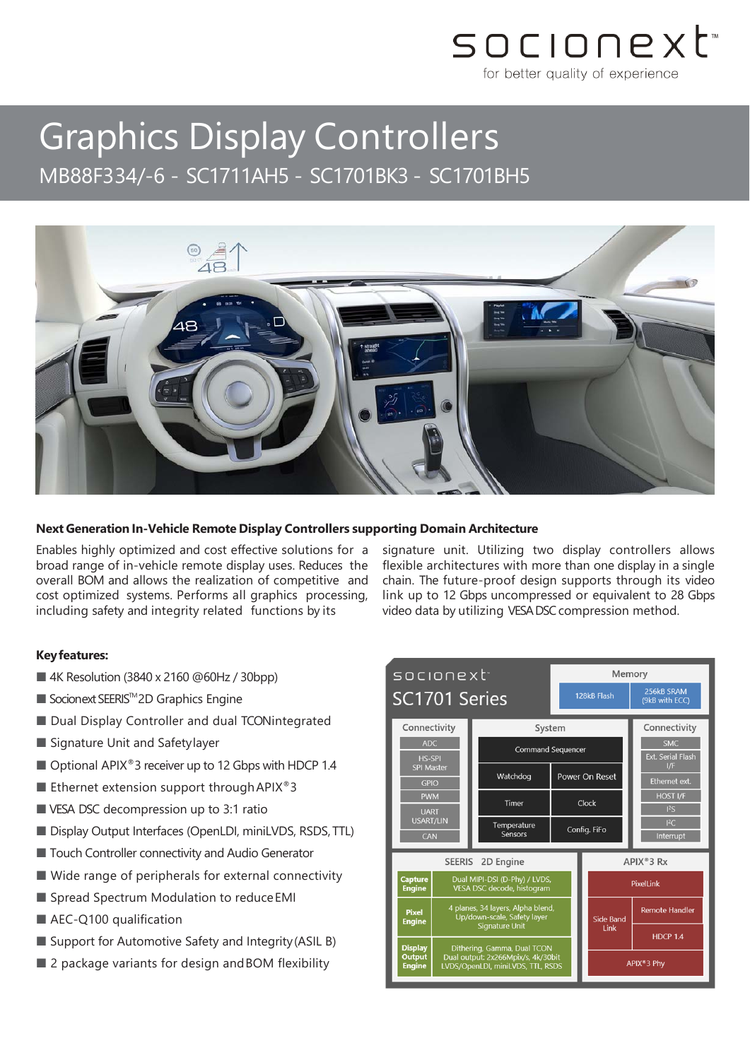socionext™
for better quality of experience

# Graphics Display Controllers

## MB88F334/-6 - SC1711AH5 - SC1701BK3 - SC1701BH5

**Next Generation In-Vehicle Remote Display Controllers supporting Domain Architecture**

Enables highly optimized and cost effective solutions for a broad range of in-vehicle remote display uses. Reduces the overall BOM and allows the realization of competitive and cost optimized systems. Performs all graphics processing, including safety and integrity related functions by its signature unit. Utilizing two display controllers allows flexible architectures with more than one display in a single chain. The future-proof design supports through its video link up to 12 Gbps uncompressed or equivalent to 28 Gbps video data by utilizing VESA DSC compression method.

**Key features:**

- 4K Resolution (3840 x 2160 @60Hz / 30bpp)
- Socionext SEERIS™ 2D Graphics Engine
- Dual Display Controller and dual TCON integrated
- Signature Unit and Safety layer
- Optional APIX®3 receiver up to 12 Gbps with HDCP 1.4
- Ethernet extension support through APIX®3
- VESA DSC decompression up to 3:1 ratio
- Display Output Interfaces (OpenLDI, miniLVDS, RSDS, TTL)
- Touch Controller connectivity and Audio Generator
- Wide range of peripherals for external connectivity
- Spread Spectrum Modulation to reduce EMI
- AEC-Q100 qualification
- Support for Automotive Safety and Integrity (ASIL B)
- 2 package variants for design and BOM flexibility

**socionext SC1701 Series**

| Memory | |
|---|---|
| 128kB Flash | 256kB SRAM (9kB with ECC) |

| Connectivity | System | | Connectivity |
|---|---|---|---|
| ADC | Command Sequencer | | SMC |
| HS-SPI SPI Master | | | Ext. Serial Flash I/F |
| GPIO | Watchdog | Power On Reset | Ethernet ext. |
| PWM | | | HOST I/F |
| UART USART/LIN | Timer | Clock | I²S |
| | Temperature Sensors | Config. FiFo | I²C |
| CAN | | | Interrupt |

| SEERIS 2D Engine | | APIX®3 Rx | |
|---|---|---|---|
| Capture Engine | Dual MIPI-DSI (D-Phy) / LVDS, VESA DSC decode, histogram | PixelLink | |
| Pixel Engine | 4 planes, 34 layers, Alpha blend, Up/down-scale, Safety layer Signature Unit | Side Band Link | Remote Handler |
| | | | HDCP 1.4 |
| Display Output Engine | Dithering, Gamma, Dual TCON Dual output: 2x266Mpix/s, 4k/30bit LVDS/OpenLDI, miniLVDS, TTL, RSDS | APIX®3 Phy | |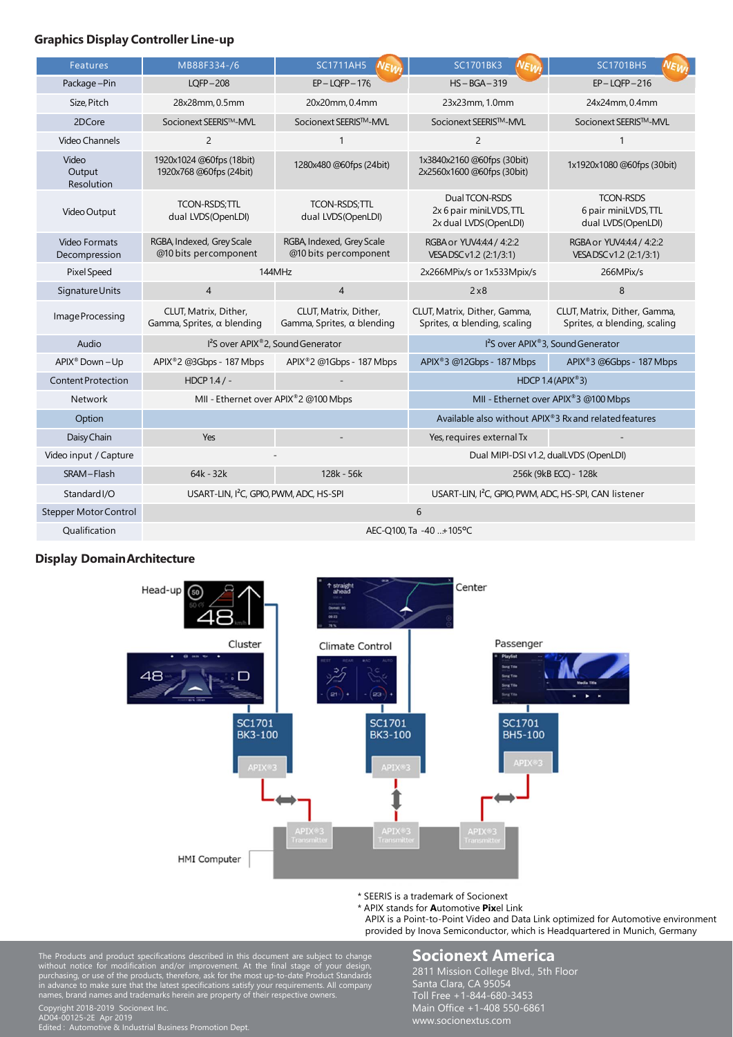## Graphics Display Controller Line-up

| Features | MB88F334-/6 | SC1711AH5 NEW! | SC1701BK3 NEW! | SC1701BH5 NEW! |
|---|---|---|---|---|
| Package – Pin | LQFP – 208 | EP – LQFP – 176 | HS – BGA – 319 | EP – LQFP – 216 |
| Size, Pitch | 28x28mm, 0.5mm | 20x20mm, 0.4mm | 23x23mm, 1.0mm | 24x24mm, 0.4mm |
| 2DCore | Socionext SEERIS™-MVL | Socionext SEERIS™-MVL | Socionext SEERIS™-MVL | Socionext SEERIS™-MVL |
| Video Channels | 2 | 1 | 2 | 1 |
| Video Output Resolution | 1920x1024 @60fps (18bit) 1920x768 @60fps (24bit) | 1280x480 @60fps (24bit) | 1x3840x2160 @60fps (30bit) 2x2560x1600 @60fps (30bit) | 1x1920x1080 @60fps (30bit) |
| Video Output | TCON-RSDS; TTL dual LVDS (OpenLDI) | TCON-RSDS; TTL dual LVDS (OpenLDI) | Dual TCON-RSDS 2x 6 pair miniLVDS, TTL 2x dual LVDS (OpenLDI) | TCON-RSDS 6 pair miniLVDS, TTL dual LVDS (OpenLDI) |
| Video Formats Decompression | RGBA, Indexed, Grey Scale @10 bits percomponent | RGBA, Indexed, Grey Scale @10 bits percomponent | RGBA or YUV4:4:4 / 4:2:2 VESA DSC v1.2 (2:1/3:1) | RGBA or YUV4:4:4 / 4:2:2 VESA DSC v1.2 (2:1/3:1) |
| Pixel Speed | 144MHz | | 2x266MPix/s or 1x533Mpix/s | 266MPix/s |
| Signature Units | 4 | 4 | 2 x 8 | 8 |
| Image Processing | CLUT, Matrix, Dither, Gamma, Sprites, α blending | CLUT, Matrix, Dither, Gamma, Sprites, α blending | CLUT, Matrix, Dither, Gamma, Sprites, α blending, scaling | CLUT, Matrix, Dither, Gamma, Sprites, α blending, scaling |
| Audio | I²S over APIX®2, Sound Generator | | I²S over APIX®3, Sound Generator | |
| APIX® Down – Up | APIX®2 @3Gbps - 187 Mbps | APIX®2 @1Gbps - 187 Mbps | APIX®3 @12Gbps - 187 Mbps | APIX®3 @6Gbps - 187 Mbps |
| Content Protection | HDCP 1.4 / - | - | HDCP 1.4 (APIX®3) | |
| Network | MII - Ethernet over APIX®2 @100 Mbps | | MII - Ethernet over APIX®3 @100 Mbps | |
| Option | | | Available also without APIX®3 Rx and related features | |
| Daisy Chain | Yes | - | Yes, requires external Tx | - |
| Video input / Capture | - | | Dual MIPI-DSI v1.2, dualLVDS (OpenLDI) | |
| SRAM – Flash | 64k - 32k | 128k - 56k | 256k (9kB ECC) - 128k | |
| Standard I/O | USART-LIN, I²C, GPIO, PWM, ADC, HS-SPI | | USART-LIN, I²C, GPIO, PWM, ADC, HS-SPI, CAN listener | |
| Stepper Motor Control | 6 | | | |
| Qualification | AEC-Q100, Ta -40 ...+105°C | | | |

## Display Domain Architecture

Head-up
Center
Cluster
Climate Control
Passenger
SC1701 BK3-100
SC1701 BK3-100
SC1701 BH5-100
APIX®3
APIX®3
APIX®3
APIX®3 Transmitter
APIX®3 Transmitter
APIX®3 Transmitter
HMI Computer

\* SEERIS is a trademark of Socionext
\* APIX stands for **A**utomotive **Pix**el Link
APIX is a Point-to-Point Video and Data Link optimized for Automotive environment provided by Inova Semiconductor, which is Headquartered in Munich, Germany

The Products and product specifications described in this document are subject to change without notice for modification and/or improvement. At the final stage of your design, purchasing, or use of the products, therefore, ask for the most up-to-date Product Standards in advance to make sure that the latest specifications satisfy your requirements. All company names, brand names and trademarks herein are property of their respective owners.

Copyright 2018-2019 Socionext Inc.
AD04-00125-2E Apr 2019
Edited : Automotive & Industrial Business Promotion Dept.

**Socionext America**
2811 Mission College Blvd., 5th Floor
Santa Clara, CA 95054
Toll Free +1-844-680-3453
Main Office +1-408 550-6861
www.socionextus.com